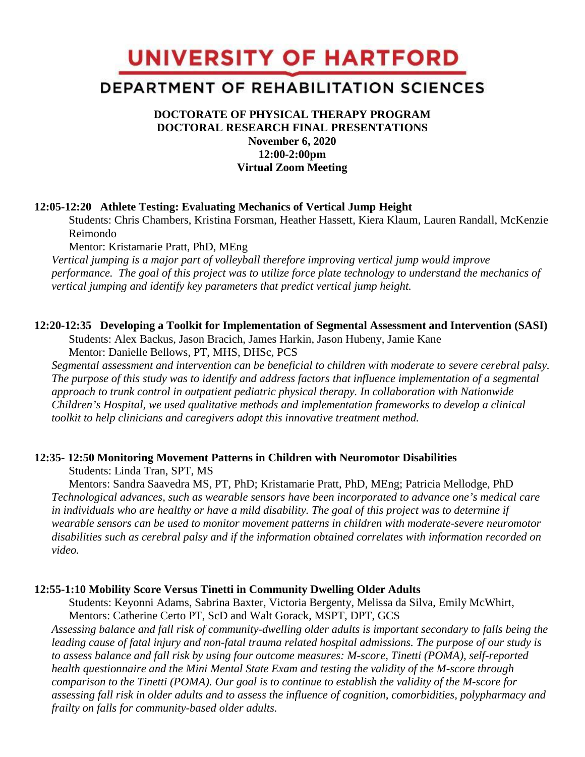# UNIVERSITY OF HARTFORD

## DEPARTMENT OF REHABILITATION SCIENCES

**DOCTORATE OF PHYSICAL THERAPY PROGRAM**
**DOCTORAL RESEARCH FINAL PRESENTATIONS**
**November 6, 2020**
**12:00-2:00pm**
**Virtual Zoom Meeting**

**12:05-12:20 Athlete Testing: Evaluating Mechanics of Vertical Jump Height**

Students: Chris Chambers, Kristina Forsman, Heather Hassett, Kiera Klaum, Lauren Randall, McKenzie Reimondo

Mentor: Kristamarie Pratt, PhD, MEng

*Vertical jumping is a major part of volleyball therefore improving vertical jump would improve performance. The goal of this project was to utilize force plate technology to understand the mechanics of vertical jumping and identify key parameters that predict vertical jump height.*

**12:20-12:35 Developing a Toolkit for Implementation of Segmental Assessment and Intervention (SASI)**

Students: Alex Backus, Jason Bracich, James Harkin, Jason Hubeny, Jamie Kane

Mentor: Danielle Bellows, PT, MHS, DHSc, PCS

*Segmental assessment and intervention can be beneficial to children with moderate to severe cerebral palsy. The purpose of this study was to identify and address factors that influence implementation of a segmental approach to trunk control in outpatient pediatric physical therapy. In collaboration with Nationwide Children's Hospital, we used qualitative methods and implementation frameworks to develop a clinical toolkit to help clinicians and caregivers adopt this innovative treatment method.*

**12:35- 12:50 Monitoring Movement Patterns in Children with Neuromotor Disabilities**

Students: Linda Tran, SPT, MS

Mentors: Sandra Saavedra MS, PT, PhD; Kristamarie Pratt, PhD, MEng; Patricia Mellodge, PhD

*Technological advances, such as wearable sensors have been incorporated to advance one's medical care in individuals who are healthy or have a mild disability. The goal of this project was to determine if wearable sensors can be used to monitor movement patterns in children with moderate-severe neuromotor disabilities such as cerebral palsy and if the information obtained correlates with information recorded on video.*

**12:55-1:10 Mobility Score Versus Tinetti in Community Dwelling Older Adults**

Students: Keyonni Adams, Sabrina Baxter, Victoria Bergenty, Melissa da Silva, Emily McWhirt,

Mentors: Catherine Certo PT, ScD and Walt Gorack, MSPT, DPT, GCS

*Assessing balance and fall risk of community-dwelling older adults is important secondary to falls being the leading cause of fatal injury and non-fatal trauma related hospital admissions. The purpose of our study is to assess balance and fall risk by using four outcome measures: M-score, Tinetti (POMA), self-reported health questionnaire and the Mini Mental State Exam and testing the validity of the M-score through comparison to the Tinetti (POMA). Our goal is to continue to establish the validity of the M-score for assessing fall risk in older adults and to assess the influence of cognition, comorbidities, polypharmacy and frailty on falls for community-based older adults.*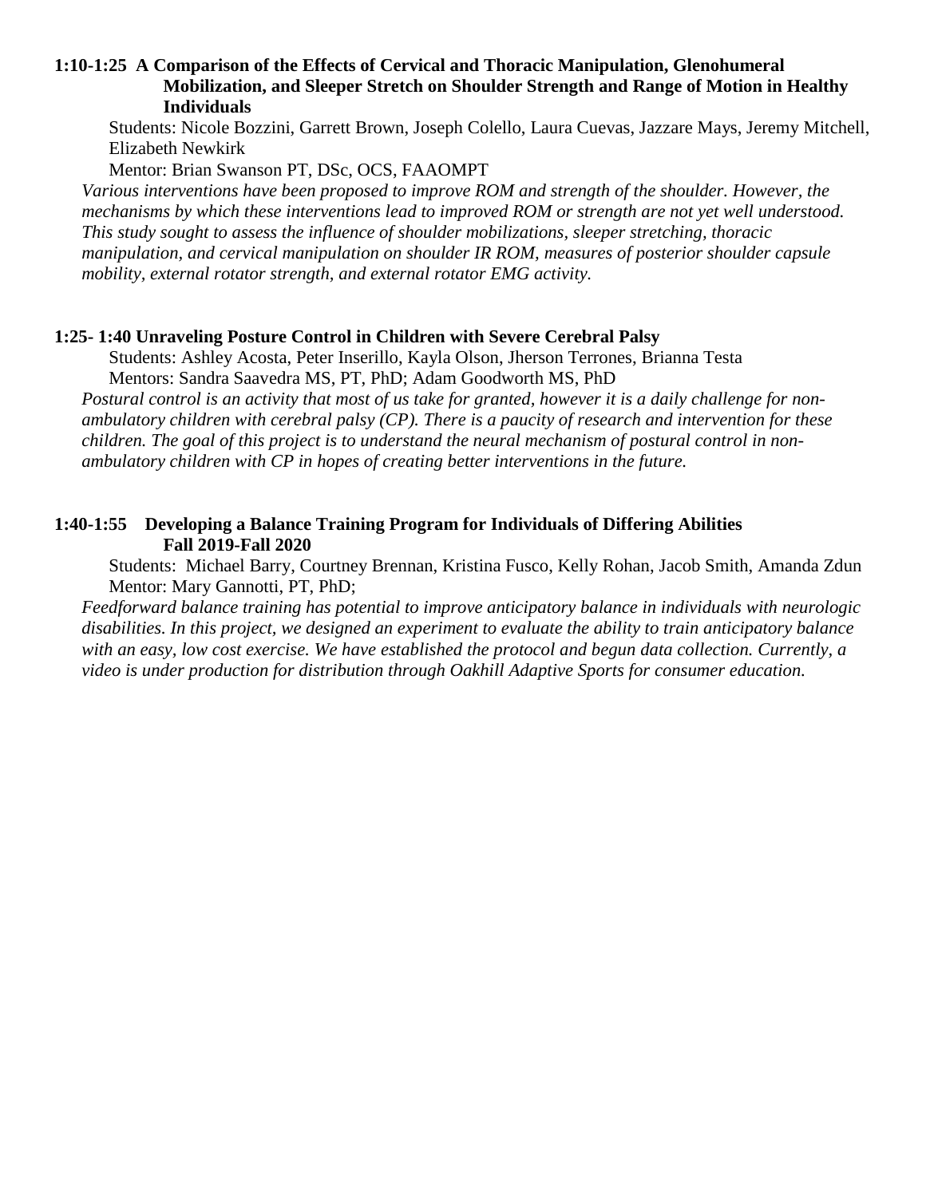**1:10-1:25 A Comparison of the Effects of Cervical and Thoracic Manipulation, Glenohumeral Mobilization, and Sleeper Stretch on Shoulder Strength and Range of Motion in Healthy Individuals**

Students: Nicole Bozzini, Garrett Brown, Joseph Colello, Laura Cuevas, Jazzare Mays, Jeremy Mitchell, Elizabeth Newkirk

Mentor: Brian Swanson PT, DSc, OCS, FAAOMPT

*Various interventions have been proposed to improve ROM and strength of the shoulder. However, the mechanisms by which these interventions lead to improved ROM or strength are not yet well understood. This study sought to assess the influence of shoulder mobilizations, sleeper stretching, thoracic manipulation, and cervical manipulation on shoulder IR ROM, measures of posterior shoulder capsule mobility, external rotator strength, and external rotator EMG activity.*

**1:25- 1:40 Unraveling Posture Control in Children with Severe Cerebral Palsy**

Students: Ashley Acosta, Peter Inserillo, Kayla Olson, Jherson Terrones, Brianna Testa

Mentors: Sandra Saavedra MS, PT, PhD; Adam Goodworth MS, PhD

*Postural control is an activity that most of us take for granted, however it is a daily challenge for non-ambulatory children with cerebral palsy (CP). There is a paucity of research and intervention for these children. The goal of this project is to understand the neural mechanism of postural control in non-ambulatory children with CP in hopes of creating better interventions in the future.*

**1:40-1:55 Developing a Balance Training Program for Individuals of Differing Abilities Fall 2019-Fall 2020**

Students: Michael Barry, Courtney Brennan, Kristina Fusco, Kelly Rohan, Jacob Smith, Amanda Zdun

Mentor: Mary Gannotti, PT, PhD;

*Feedforward balance training has potential to improve anticipatory balance in individuals with neurologic disabilities. In this project, we designed an experiment to evaluate the ability to train anticipatory balance with an easy, low cost exercise. We have established the protocol and begun data collection. Currently, a video is under production for distribution through Oakhill Adaptive Sports for consumer education.*